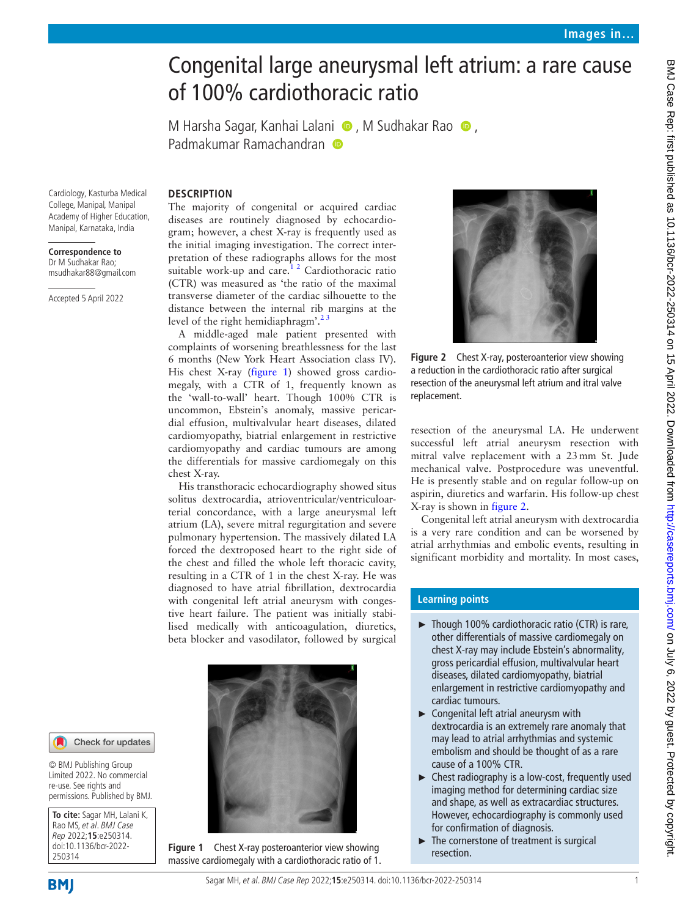# Congenital large aneurysmal left atrium: a rare cause of 100% cardiothoracic ratio

M Harsha Sagar, Kanhai Lalani, M Sudhakar Rao, Padmakumar Ramachandran

Cardiology, Kasturba Medical College, Manipal, Manipal Academy of Higher Education, Manipal, Karnataka, India

**Correspondence to**
Dr M Sudhakar Rao; msudhakar88@gmail.com

Accepted 5 April 2022

© BMJ Publishing Group Limited 2022. No commercial re-use. See rights and permissions. Published by BMJ.

**To cite:** Sagar MH, Lalani K, Rao MS, *et al*. *BMJ Case Rep* 2022;**15**:e250314. doi:10.1136/bcr-2022-250314

## DESCRIPTION

The majority of congenital or acquired cardiac diseases are routinely diagnosed by echocardiogram; however, a chest X-ray is frequently used as the initial imaging investigation. The correct interpretation of these radiographs allows for the most suitable work-up and care.[1 2] Cardiothoracic ratio (CTR) was measured as 'the ratio of the maximal transverse diameter of the cardiac silhouette to the distance between the internal rib margins at the level of the right hemidiaphragm'.[2 3]

A middle-aged male patient presented with complaints of worsening breathlessness for the last 6 months (New York Heart Association class IV). His chest X-ray (figure 1) showed gross cardiomegaly, with a CTR of 1, frequently known as the 'wall-to-wall' heart. Though 100% CTR is uncommon, Ebstein's anomaly, massive pericardial effusion, multivalvular heart diseases, dilated cardiomyopathy, biatrial enlargement in restrictive cardiomyopathy and cardiac tumours are among the differentials for massive cardiomegaly on this chest X-ray.

His transthoracic echocardiography showed situs solitus dextrocardia, atrioventricular/ventriculoarterial concordance, with a large aneurysmal left atrium (LA), severe mitral regurgitation and severe pulmonary hypertension. The massively dilated LA forced the dextroposed heart to the right side of the chest and filled the whole left thoracic cavity, resulting in a CTR of 1 in the chest X-ray. He was diagnosed to have atrial fibrillation, dextrocardia with congenital left atrial aneurysm with congestive heart failure. The patient was initially stabilised medically with anticoagulation, diuretics, beta blocker and vasodilator, followed by surgical resection of the aneurysmal LA. He underwent successful left atrial aneurysm resection with mitral valve replacement with a 23 mm St. Jude mechanical valve. Postprocedure was uneventful. He is presently stable and on regular follow-up on aspirin, diuretics and warfarin. His follow-up chest X-ray is shown in figure 2.

Figure 1 Chest X-ray posteroanterior view showing massive cardiomegaly with a cardiothoracic ratio of 1.

Figure 2 Chest X-ray, posteroanterior view showing a reduction in the cardiothoracic ratio after surgical resection of the aneurysmal left atrium and itral valve replacement.

Congenital left atrial aneurysm with dextrocardia is a very rare condition and can be worsened by atrial arrhythmias and embolic events, resulting in significant morbidity and mortality. In most cases,

### Learning points

- Though 100% cardiothoracic ratio (CTR) is rare, other differentials of massive cardiomegaly on chest X-ray may include Ebstein's abnormality, gross pericardial effusion, multivalvular heart diseases, dilated cardiomyopathy, biatrial enlargement in restrictive cardiomyopathy and cardiac tumours.
- Congenital left atrial aneurysm with dextrocardia is an extremely rare anomaly that may lead to atrial arrhythmias and systemic embolism and should be thought of as a rare cause of a 100% CTR.
- Chest radiography is a low-cost, frequently used imaging method for determining cardiac size and shape, as well as extracardiac structures. However, echocardiography is commonly used for confirmation of diagnosis.
- The cornerstone of treatment is surgical resection.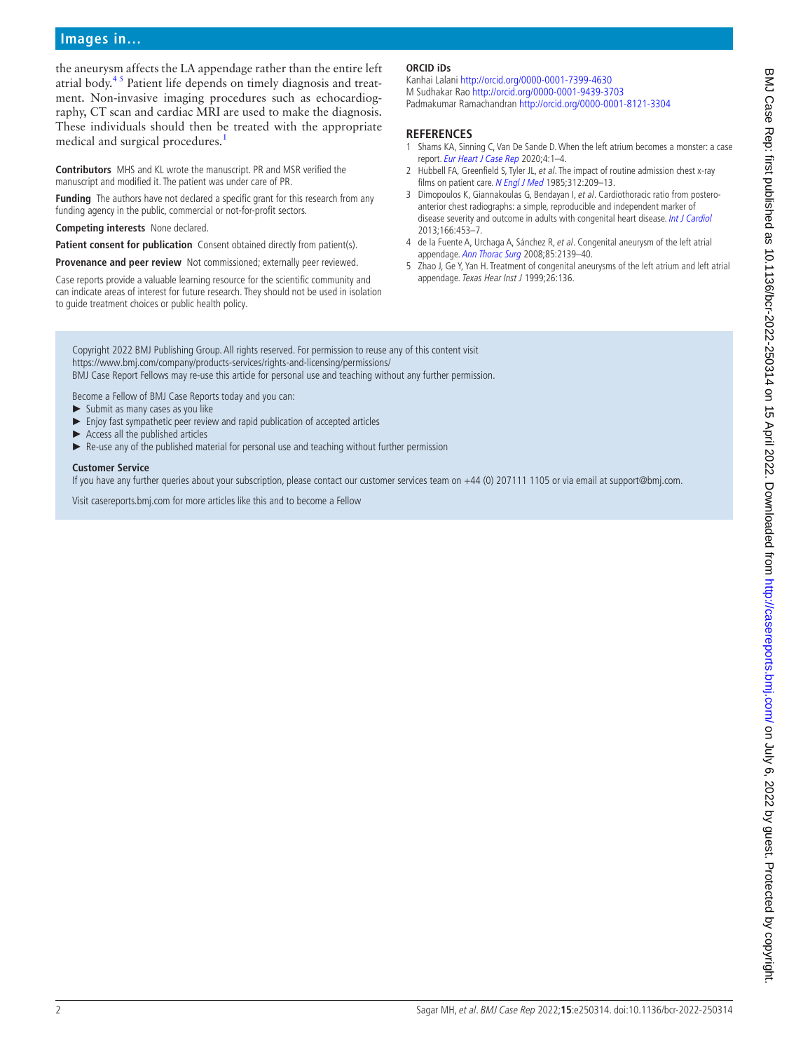the aneurysm affects the LA appendage rather than the entire left atrial body.[4,5] Patient life depends on timely diagnosis and treatment. Non-invasive imaging procedures such as echocardiography, CT scan and cardiac MRI are used to make the diagnosis. These individuals should then be treated with the appropriate medical and surgical procedures.[1]

**Contributors** MHS and KL wrote the manuscript. PR and MSR verified the manuscript and modified it. The patient was under care of PR.

**Funding** The authors have not declared a specific grant for this research from any funding agency in the public, commercial or not-for-profit sectors.

**Competing interests** None declared.

**Patient consent for publication** Consent obtained directly from patient(s).

**Provenance and peer review** Not commissioned; externally peer reviewed.

Case reports provide a valuable learning resource for the scientific community and can indicate areas of interest for future research. They should not be used in isolation to guide treatment choices or public health policy.

**ORCID iDs**

Kanhai Lalani http://orcid.org/0000-0001-7399-4630
M Sudhakar Rao http://orcid.org/0000-0001-9439-3703
Padmakumar Ramachandran http://orcid.org/0000-0001-8121-3304

## REFERENCES

1. Shams KA, Sinning C, Van De Sande D. When the left atrium becomes a monster: a case report. *Eur Heart J Case Rep* 2020;4:1–4.
2. Hubbell FA, Greenfield S, Tyler JL, *et al*. The impact of routine admission chest x-ray films on patient care. *N Engl J Med* 1985;312:209–13.
3. Dimopoulos K, Giannakoulas G, Bendayan I, *et al*. Cardiothoracic ratio from postero-anterior chest radiographs: a simple, reproducible and independent marker of disease severity and outcome in adults with congenital heart disease. *Int J Cardiol* 2013;166:453–7.
4. de la Fuente A, Urchaga A, Sánchez R, *et al*. Congenital aneurysm of the left atrial appendage. *Ann Thorac Surg* 2008;85:2139–40.
5. Zhao J, Ge Y, Yan H. Treatment of congenital aneurysms of the left atrium and left atrial appendage. *Texas Hear Inst J* 1999;26:136.

Copyright 2022 BMJ Publishing Group. All rights reserved. For permission to reuse any of this content visit
https://www.bmj.com/company/products-services/rights-and-licensing/permissions/
BMJ Case Report Fellows may re-use this article for personal use and teaching without any further permission.

Become a Fellow of BMJ Case Reports today and you can:

- Submit as many cases as you like
- Enjoy fast sympathetic peer review and rapid publication of accepted articles
- Access all the published articles
- Re-use any of the published material for personal use and teaching without further permission

**Customer Service**

If you have any further queries about your subscription, please contact our customer services team on +44 (0) 207111 1105 or via email at support@bmj.com.

Visit casereports.bmj.com for more articles like this and to become a Fellow